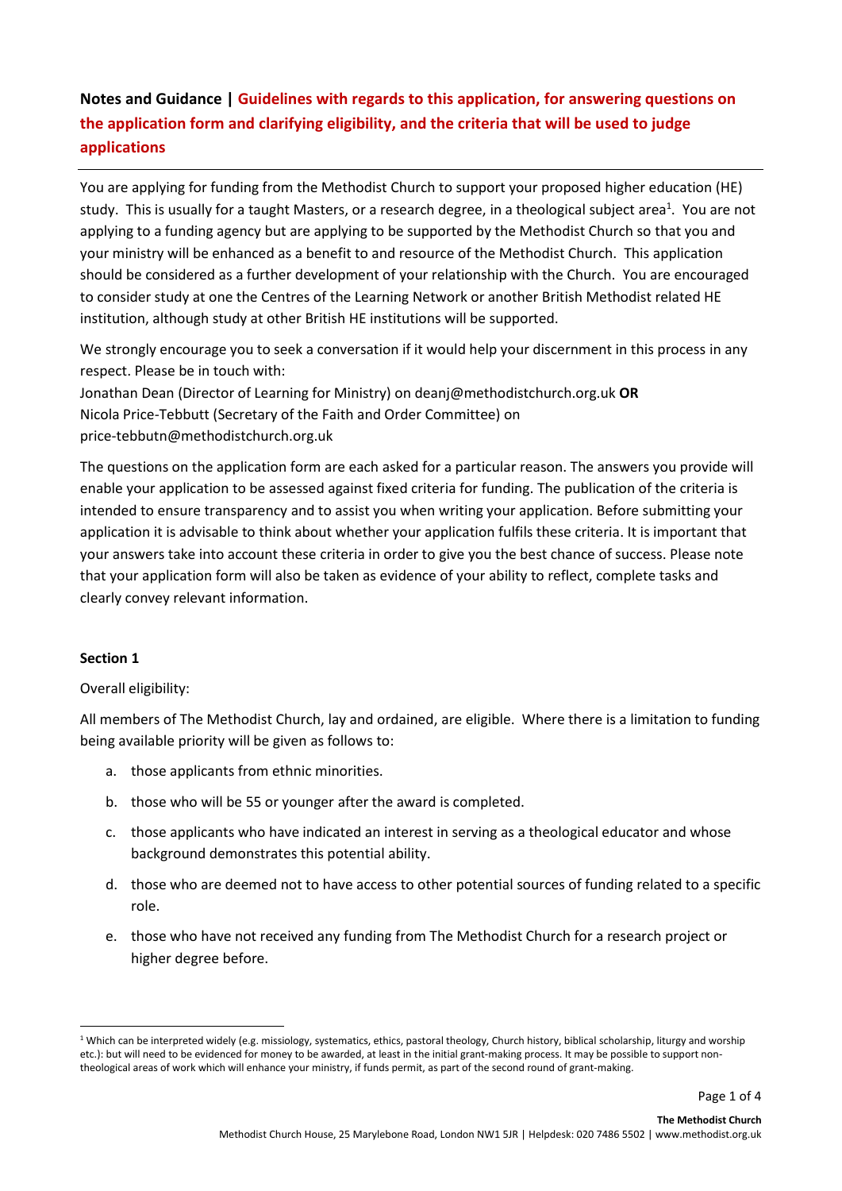**Notes and Guidance | Guidelines with regards to this application, for answering questions on the application form and clarifying eligibility, and the criteria that will be used to judge applications**

---

You are applying for funding from the Methodist Church to support your proposed higher education (HE) study. This is usually for a taught Masters, or a research degree, in a theological subject area[1]. You are not applying to a funding agency but are applying to be supported by the Methodist Church so that you and your ministry will be enhanced as a benefit to and resource of the Methodist Church. This application should be considered as a further development of your relationship with the Church. You are encouraged to consider study at one the Centres of the Learning Network or another British Methodist related HE institution, although study at other British HE institutions will be supported.

We strongly encourage you to seek a conversation if it would help your discernment in this process in any respect. Please be in touch with:
Jonathan Dean (Director of Learning for Ministry) on deanj@methodistchurch.org.uk **OR**
Nicola Price-Tebbutt (Secretary of the Faith and Order Committee) on price-tebbutn@methodistchurch.org.uk

The questions on the application form are each asked for a particular reason. The answers you provide will enable your application to be assessed against fixed criteria for funding. The publication of the criteria is intended to ensure transparency and to assist you when writing your application. Before submitting your application it is advisable to think about whether your application fulfils these criteria. It is important that your answers take into account these criteria in order to give you the best chance of success. Please note that your application form will also be taken as evidence of your ability to reflect, complete tasks and clearly convey relevant information.

**Section 1**

Overall eligibility:

All members of The Methodist Church, lay and ordained, are eligible. Where there is a limitation to funding being available priority will be given as follows to:

a. those applicants from ethnic minorities.
b. those who will be 55 or younger after the award is completed.
c. those applicants who have indicated an interest in serving as a theological educator and whose background demonstrates this potential ability.
d. those who are deemed not to have access to other potential sources of funding related to a specific role.
e. those who have not received any funding from The Methodist Church for a research project or higher degree before.

---

[1] Which can be interpreted widely (e.g. missiology, systematics, ethics, pastoral theology, Church history, biblical scholarship, liturgy and worship etc.): but will need to be evidenced for money to be awarded, at least in the initial grant-making process. It may be possible to support non-theological areas of work which will enhance your ministry, if funds permit, as part of the second round of grant-making.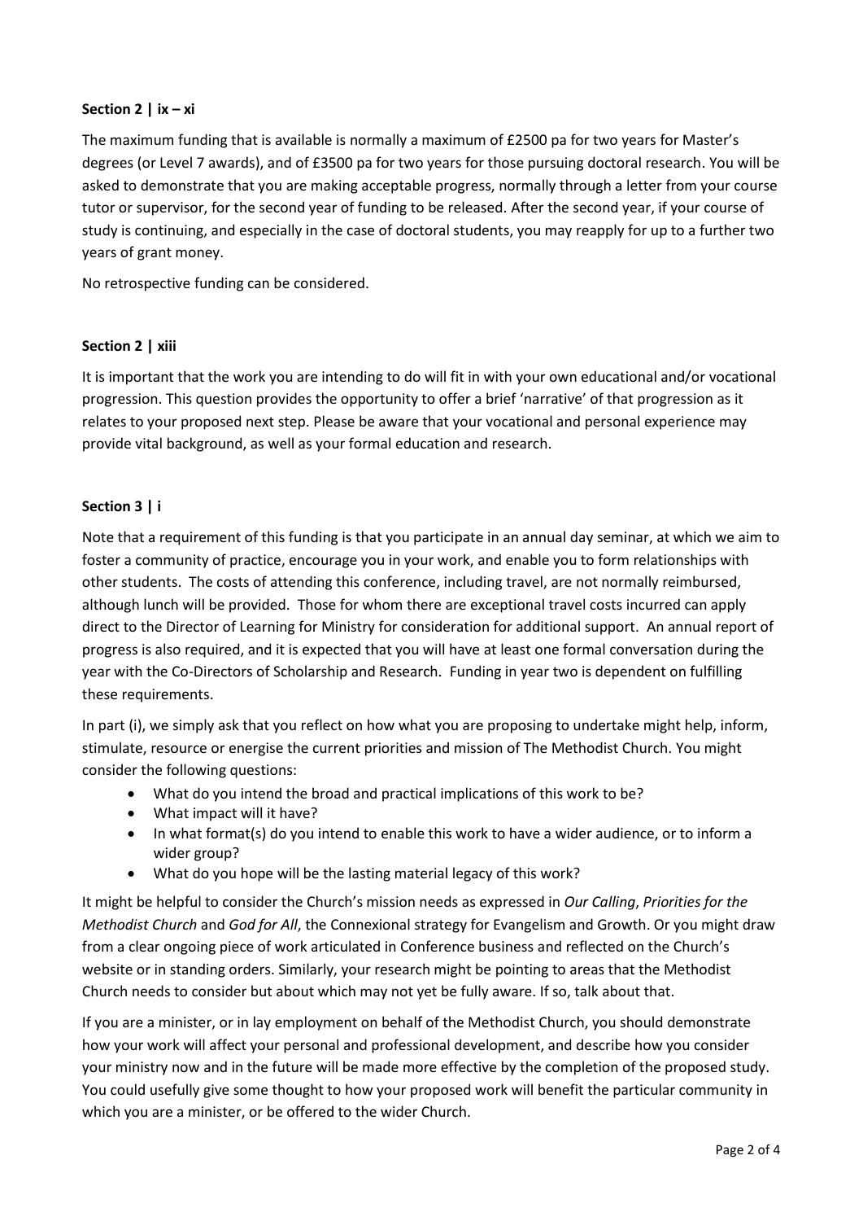**Section 2 | ix – xi**

The maximum funding that is available is normally a maximum of £2500 pa for two years for Master's degrees (or Level 7 awards), and of £3500 pa for two years for those pursuing doctoral research. You will be asked to demonstrate that you are making acceptable progress, normally through a letter from your course tutor or supervisor, for the second year of funding to be released. After the second year, if your course of study is continuing, and especially in the case of doctoral students, you may reapply for up to a further two years of grant money.

No retrospective funding can be considered.

**Section 2 | xiii**

It is important that the work you are intending to do will fit in with your own educational and/or vocational progression. This question provides the opportunity to offer a brief 'narrative' of that progression as it relates to your proposed next step. Please be aware that your vocational and personal experience may provide vital background, as well as your formal education and research.

**Section 3 | i**

Note that a requirement of this funding is that you participate in an annual day seminar, at which we aim to foster a community of practice, encourage you in your work, and enable you to form relationships with other students. The costs of attending this conference, including travel, are not normally reimbursed, although lunch will be provided. Those for whom there are exceptional travel costs incurred can apply direct to the Director of Learning for Ministry for consideration for additional support. An annual report of progress is also required, and it is expected that you will have at least one formal conversation during the year with the Co-Directors of Scholarship and Research. Funding in year two is dependent on fulfilling these requirements.

In part (i), we simply ask that you reflect on how what you are proposing to undertake might help, inform, stimulate, resource or energise the current priorities and mission of The Methodist Church. You might consider the following questions:

- What do you intend the broad and practical implications of this work to be?
- What impact will it have?
- In what format(s) do you intend to enable this work to have a wider audience, or to inform a wider group?
- What do you hope will be the lasting material legacy of this work?

It might be helpful to consider the Church's mission needs as expressed in *Our Calling*, *Priorities for the Methodist Church* and *God for All*, the Connexional strategy for Evangelism and Growth. Or you might draw from a clear ongoing piece of work articulated in Conference business and reflected on the Church's website or in standing orders. Similarly, your research might be pointing to areas that the Methodist Church needs to consider but about which may not yet be fully aware. If so, talk about that.

If you are a minister, or in lay employment on behalf of the Methodist Church, you should demonstrate how your work will affect your personal and professional development, and describe how you consider your ministry now and in the future will be made more effective by the completion of the proposed study. You could usefully give some thought to how your proposed work will benefit the particular community in which you are a minister, or be offered to the wider Church.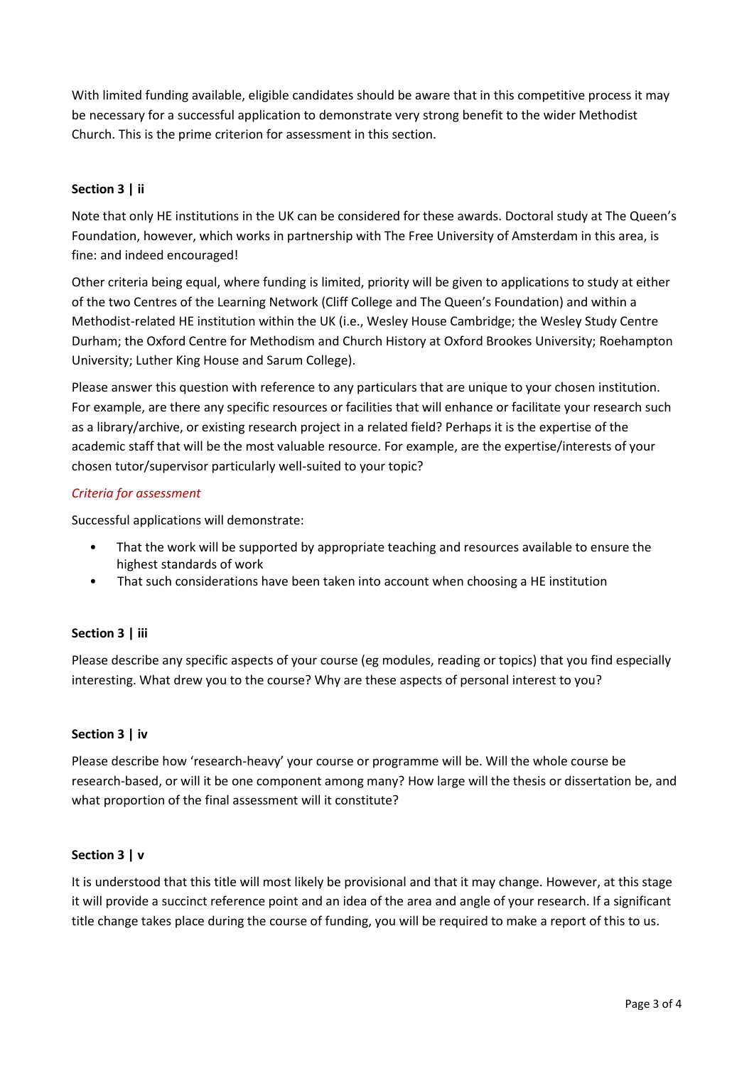With limited funding available, eligible candidates should be aware that in this competitive process it may be necessary for a successful application to demonstrate very strong benefit to the wider Methodist Church. This is the prime criterion for assessment in this section.

**Section 3 | ii**

Note that only HE institutions in the UK can be considered for these awards. Doctoral study at The Queen's Foundation, however, which works in partnership with The Free University of Amsterdam in this area, is fine: and indeed encouraged!

Other criteria being equal, where funding is limited, priority will be given to applications to study at either of the two Centres of the Learning Network (Cliff College and The Queen's Foundation) and within a Methodist-related HE institution within the UK (i.e., Wesley House Cambridge; the Wesley Study Centre Durham; the Oxford Centre for Methodism and Church History at Oxford Brookes University; Roehampton University; Luther King House and Sarum College).

Please answer this question with reference to any particulars that are unique to your chosen institution. For example, are there any specific resources or facilities that will enhance or facilitate your research such as a library/archive, or existing research project in a related field? Perhaps it is the expertise of the academic staff that will be the most valuable resource. For example, are the expertise/interests of your chosen tutor/supervisor particularly well-suited to your topic?

*Criteria for assessment*

Successful applications will demonstrate:

- That the work will be supported by appropriate teaching and resources available to ensure the highest standards of work
- That such considerations have been taken into account when choosing a HE institution

**Section 3 | iii**

Please describe any specific aspects of your course (eg modules, reading or topics) that you find especially interesting. What drew you to the course? Why are these aspects of personal interest to you?

**Section 3 | iv**

Please describe how 'research-heavy' your course or programme will be. Will the whole course be research-based, or will it be one component among many? How large will the thesis or dissertation be, and what proportion of the final assessment will it constitute?

**Section 3 | v**

It is understood that this title will most likely be provisional and that it may change. However, at this stage it will provide a succinct reference point and an idea of the area and angle of your research. If a significant title change takes place during the course of funding, you will be required to make a report of this to us.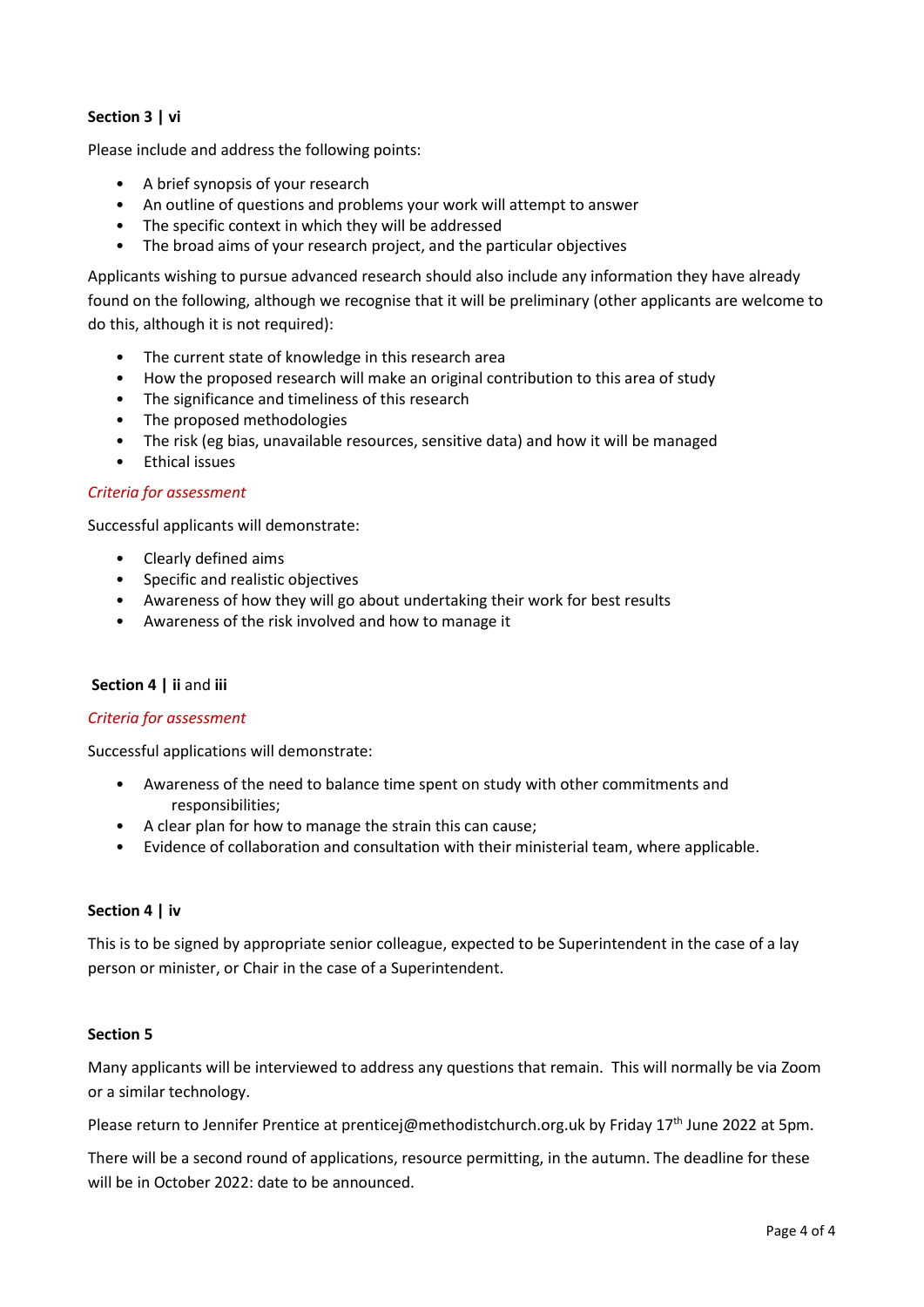**Section 3 | vi**

Please include and address the following points:

- A brief synopsis of your research
- An outline of questions and problems your work will attempt to answer
- The specific context in which they will be addressed
- The broad aims of your research project, and the particular objectives

Applicants wishing to pursue advanced research should also include any information they have already found on the following, although we recognise that it will be preliminary (other applicants are welcome to do this, although it is not required):

- The current state of knowledge in this research area
- How the proposed research will make an original contribution to this area of study
- The significance and timeliness of this research
- The proposed methodologies
- The risk (eg bias, unavailable resources, sensitive data) and how it will be managed
- Ethical issues

*Criteria for assessment*

Successful applicants will demonstrate:

- Clearly defined aims
- Specific and realistic objectives
- Awareness of how they will go about undertaking their work for best results
- Awareness of the risk involved and how to manage it

**Section 4 | ii** and **iii**

*Criteria for assessment*

Successful applications will demonstrate:

- Awareness of the need to balance time spent on study with other commitments and responsibilities;
- A clear plan for how to manage the strain this can cause;
- Evidence of collaboration and consultation with their ministerial team, where applicable.

**Section 4 | iv**

This is to be signed by appropriate senior colleague, expected to be Superintendent in the case of a lay person or minister, or Chair in the case of a Superintendent.

**Section 5**

Many applicants will be interviewed to address any questions that remain. This will normally be via Zoom or a similar technology.

Please return to Jennifer Prentice at prenticej@methodistchurch.org.uk by Friday 17th June 2022 at 5pm.

There will be a second round of applications, resource permitting, in the autumn. The deadline for these will be in October 2022: date to be announced.